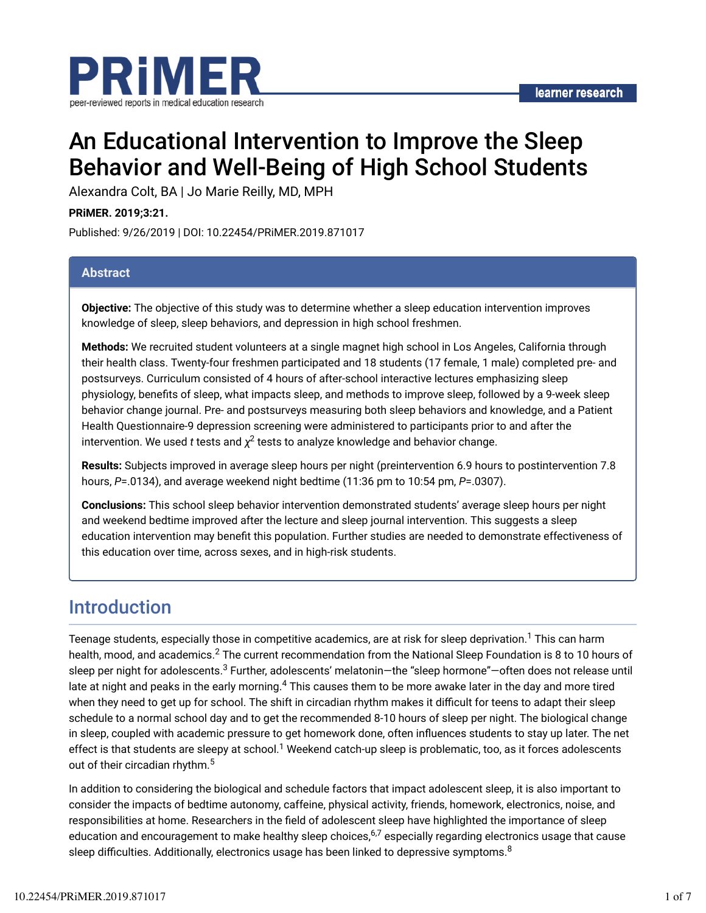# An Educational Intervention to Improve the Sleep Behavior and Well-Being of High School Students

Alexandra Colt, BA | Jo Marie Reilly, MD, MPH

**PRiMER. 2019;3:21.**

Published: 9/26/2019 | DOI: 10.22454/PRiMER.2019.871017

## Abstract

**Objective:** The objective of this study was to determine whether a sleep education intervention improves knowledge of sleep, sleep behaviors, and depression in high school freshmen.

**Methods:** We recruited student volunteers at a single magnet high school in Los Angeles, California through their health class. Twenty-four freshmen participated and 18 students (17 female, 1 male) completed pre- and postsurveys. Curriculum consisted of 4 hours of after-school interactive lectures emphasizing sleep physiology, benefits of sleep, what impacts sleep, and methods to improve sleep, followed by a 9-week sleep behavior change journal. Pre- and postsurveys measuring both sleep behaviors and knowledge, and a Patient Health Questionnaire-9 depression screening were administered to participants prior to and after the intervention. We used *t* tests and $\chi^2$ tests to analyze knowledge and behavior change.

**Results:** Subjects improved in average sleep hours per night (preintervention 6.9 hours to postintervention 7.8 hours, *P*=.0134), and average weekend night bedtime (11:36 pm to 10:54 pm, *P*=.0307).

**Conclusions:** This school sleep behavior intervention demonstrated students' average sleep hours per night and weekend bedtime improved after the lecture and sleep journal intervention. This suggests a sleep education intervention may benefit this population. Further studies are needed to demonstrate effectiveness of this education over time, across sexes, and in high-risk students.

## Introduction

Teenage students, especially those in competitive academics, are at risk for sleep deprivation.[1] This can harm health, mood, and academics.[2] The current recommendation from the National Sleep Foundation is 8 to 10 hours of sleep per night for adolescents.[3] Further, adolescents' melatonin—the "sleep hormone"—often does not release until late at night and peaks in the early morning.[4] This causes them to be more awake later in the day and more tired when they need to get up for school. The shift in circadian rhythm makes it difficult for teens to adapt their sleep schedule to a normal school day and to get the recommended 8-10 hours of sleep per night. The biological change in sleep, coupled with academic pressure to get homework done, often influences students to stay up later. The net effect is that students are sleepy at school.[1] Weekend catch-up sleep is problematic, too, as it forces adolescents out of their circadian rhythm.[5]

In addition to considering the biological and schedule factors that impact adolescent sleep, it is also important to consider the impacts of bedtime autonomy, caffeine, physical activity, friends, homework, electronics, noise, and responsibilities at home. Researchers in the field of adolescent sleep have highlighted the importance of sleep education and encouragement to make healthy sleep choices,[6,7] especially regarding electronics usage that cause sleep difficulties. Additionally, electronics usage has been linked to depressive symptoms.[8]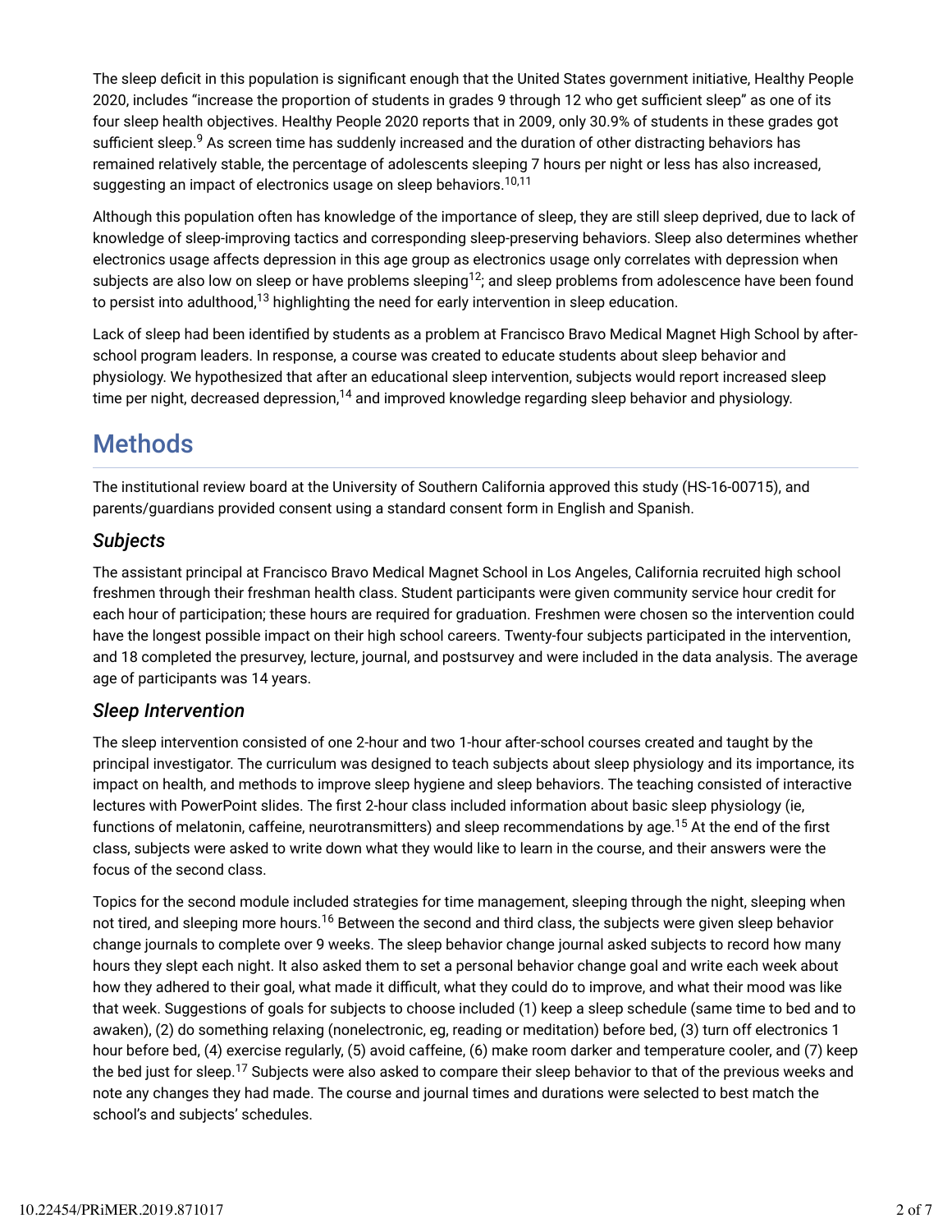The sleep deficit in this population is significant enough that the United States government initiative, Healthy People 2020, includes "increase the proportion of students in grades 9 through 12 who get sufficient sleep" as one of its four sleep health objectives. Healthy People 2020 reports that in 2009, only 30.9% of students in these grades got sufficient sleep.[9] As screen time has suddenly increased and the duration of other distracting behaviors has remained relatively stable, the percentage of adolescents sleeping 7 hours per night or less has also increased, suggesting an impact of electronics usage on sleep behaviors.[10,11]

Although this population often has knowledge of the importance of sleep, they are still sleep deprived, due to lack of knowledge of sleep-improving tactics and corresponding sleep-preserving behaviors. Sleep also determines whether electronics usage affects depression in this age group as electronics usage only correlates with depression when subjects are also low on sleep or have problems sleeping[12]; and sleep problems from adolescence have been found to persist into adulthood,[13] highlighting the need for early intervention in sleep education.

Lack of sleep had been identified by students as a problem at Francisco Bravo Medical Magnet High School by after-school program leaders. In response, a course was created to educate students about sleep behavior and physiology. We hypothesized that after an educational sleep intervention, subjects would report increased sleep time per night, decreased depression,[14] and improved knowledge regarding sleep behavior and physiology.

# Methods

The institutional review board at the University of Southern California approved this study (HS-16-00715), and parents/guardians provided consent using a standard consent form in English and Spanish.

## *Subjects*

The assistant principal at Francisco Bravo Medical Magnet School in Los Angeles, California recruited high school freshmen through their freshman health class. Student participants were given community service hour credit for each hour of participation; these hours are required for graduation. Freshmen were chosen so the intervention could have the longest possible impact on their high school careers. Twenty-four subjects participated in the intervention, and 18 completed the presurvey, lecture, journal, and postsurvey and were included in the data analysis. The average age of participants was 14 years.

## *Sleep Intervention*

The sleep intervention consisted of one 2-hour and two 1-hour after-school courses created and taught by the principal investigator. The curriculum was designed to teach subjects about sleep physiology and its importance, its impact on health, and methods to improve sleep hygiene and sleep behaviors. The teaching consisted of interactive lectures with PowerPoint slides. The first 2-hour class included information about basic sleep physiology (ie, functions of melatonin, caffeine, neurotransmitters) and sleep recommendations by age.[15] At the end of the first class, subjects were asked to write down what they would like to learn in the course, and their answers were the focus of the second class.

Topics for the second module included strategies for time management, sleeping through the night, sleeping when not tired, and sleeping more hours.[16] Between the second and third class, the subjects were given sleep behavior change journals to complete over 9 weeks. The sleep behavior change journal asked subjects to record how many hours they slept each night. It also asked them to set a personal behavior change goal and write each week about how they adhered to their goal, what made it difficult, what they could do to improve, and what their mood was like that week. Suggestions of goals for subjects to choose included (1) keep a sleep schedule (same time to bed and to awaken), (2) do something relaxing (nonelectronic, eg, reading or meditation) before bed, (3) turn off electronics 1 hour before bed, (4) exercise regularly, (5) avoid caffeine, (6) make room darker and temperature cooler, and (7) keep the bed just for sleep.[17] Subjects were also asked to compare their sleep behavior to that of the previous weeks and note any changes they had made. The course and journal times and durations were selected to best match the school's and subjects' schedules.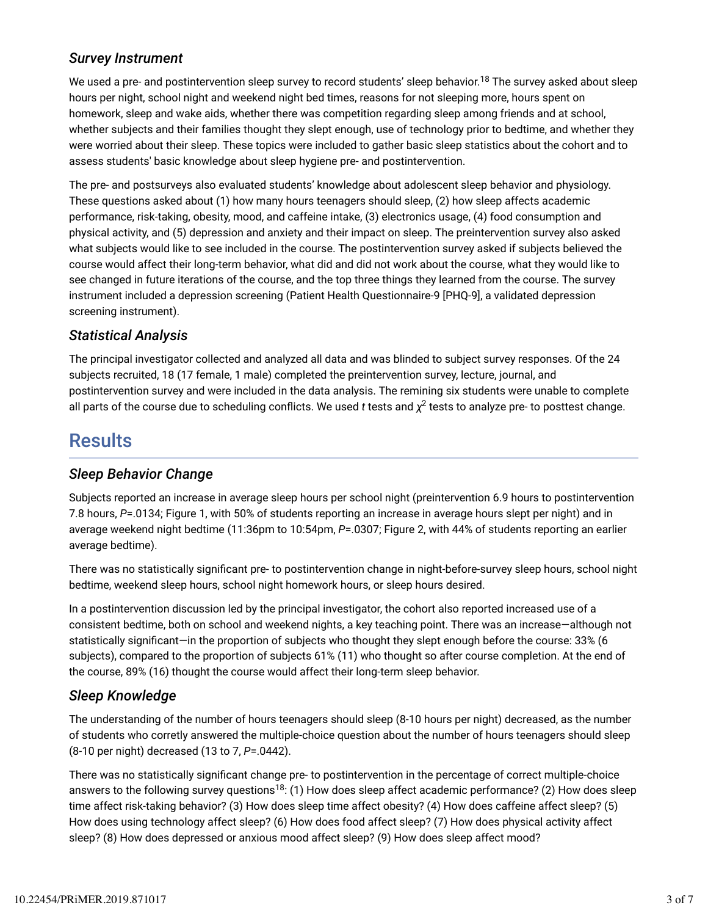### *Survey Instrument*

We used a pre- and postintervention sleep survey to record students' sleep behavior.[18] The survey asked about sleep hours per night, school night and weekend night bed times, reasons for not sleeping more, hours spent on homework, sleep and wake aids, whether there was competition regarding sleep among friends and at school, whether subjects and their families thought they slept enough, use of technology prior to bedtime, and whether they were worried about their sleep. These topics were included to gather basic sleep statistics about the cohort and to assess students' basic knowledge about sleep hygiene pre- and postintervention.

The pre- and postsurveys also evaluated students' knowledge about adolescent sleep behavior and physiology. These questions asked about (1) how many hours teenagers should sleep, (2) how sleep affects academic performance, risk-taking, obesity, mood, and caffeine intake, (3) electronics usage, (4) food consumption and physical activity, and (5) depression and anxiety and their impact on sleep. The preintervention survey also asked what subjects would like to see included in the course. The postintervention survey asked if subjects believed the course would affect their long-term behavior, what did and did not work about the course, what they would like to see changed in future iterations of the course, and the top three things they learned from the course. The survey instrument included a depression screening (Patient Health Questionnaire-9 [PHQ-9], a validated depression screening instrument).

### *Statistical Analysis*

The principal investigator collected and analyzed all data and was blinded to subject survey responses. Of the 24 subjects recruited, 18 (17 female, 1 male) completed the preintervention survey, lecture, journal, and postintervention survey and were included in the data analysis. The remining six students were unable to complete all parts of the course due to scheduling conflicts. We used *t* tests and $\chi^2$ tests to analyze pre- to posttest change.

## Results

### *Sleep Behavior Change*

Subjects reported an increase in average sleep hours per school night (preintervention 6.9 hours to postintervention 7.8 hours, *P*=.0134; Figure 1, with 50% of students reporting an increase in average hours slept per night) and in average weekend night bedtime (11:36pm to 10:54pm, *P*=.0307; Figure 2, with 44% of students reporting an earlier average bedtime).

There was no statistically significant pre- to postintervention change in night-before-survey sleep hours, school night bedtime, weekend sleep hours, school night homework hours, or sleep hours desired.

In a postintervention discussion led by the principal investigator, the cohort also reported increased use of a consistent bedtime, both on school and weekend nights, a key teaching point. There was an increase—although not statistically significant—in the proportion of subjects who thought they slept enough before the course: 33% (6 subjects), compared to the proportion of subjects 61% (11) who thought so after course completion. At the end of the course, 89% (16) thought the course would affect their long-term sleep behavior.

### *Sleep Knowledge*

The understanding of the number of hours teenagers should sleep (8-10 hours per night) decreased, as the number of students who corretly answered the multiple-choice question about the number of hours teenagers should sleep (8-10 per night) decreased (13 to 7, *P*=.0442).

There was no statistically significant change pre- to postintervention in the percentage of correct multiple-choice answers to the following survey questions[18]: (1) How does sleep affect academic performance? (2) How does sleep time affect risk-taking behavior? (3) How does sleep time affect obesity? (4) How does caffeine affect sleep? (5) How does using technology affect sleep? (6) How does food affect sleep? (7) How does physical activity affect sleep? (8) How does depressed or anxious mood affect sleep? (9) How does sleep affect mood?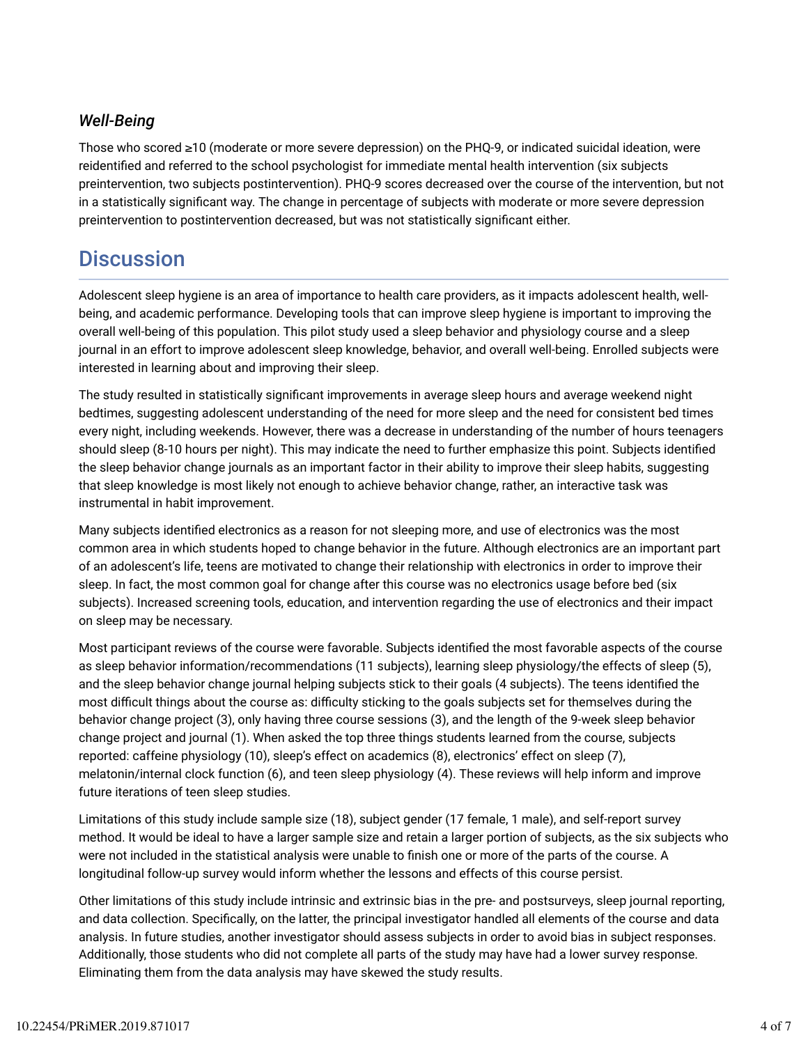### *Well-Being*

Those who scored ≥10 (moderate or more severe depression) on the PHQ-9, or indicated suicidal ideation, were reidentified and referred to the school psychologist for immediate mental health intervention (six subjects preintervention, two subjects postintervention). PHQ-9 scores decreased over the course of the intervention, but not in a statistically significant way. The change in percentage of subjects with moderate or more severe depression preintervention to postintervention decreased, but was not statistically significant either.

## Discussion

Adolescent sleep hygiene is an area of importance to health care providers, as it impacts adolescent health, well-being, and academic performance. Developing tools that can improve sleep hygiene is important to improving the overall well-being of this population. This pilot study used a sleep behavior and physiology course and a sleep journal in an effort to improve adolescent sleep knowledge, behavior, and overall well-being. Enrolled subjects were interested in learning about and improving their sleep.

The study resulted in statistically significant improvements in average sleep hours and average weekend night bedtimes, suggesting adolescent understanding of the need for more sleep and the need for consistent bed times every night, including weekends. However, there was a decrease in understanding of the number of hours teenagers should sleep (8-10 hours per night). This may indicate the need to further emphasize this point. Subjects identified the sleep behavior change journals as an important factor in their ability to improve their sleep habits, suggesting that sleep knowledge is most likely not enough to achieve behavior change, rather, an interactive task was instrumental in habit improvement.

Many subjects identified electronics as a reason for not sleeping more, and use of electronics was the most common area in which students hoped to change behavior in the future. Although electronics are an important part of an adolescent's life, teens are motivated to change their relationship with electronics in order to improve their sleep. In fact, the most common goal for change after this course was no electronics usage before bed (six subjects). Increased screening tools, education, and intervention regarding the use of electronics and their impact on sleep may be necessary.

Most participant reviews of the course were favorable. Subjects identified the most favorable aspects of the course as sleep behavior information/recommendations (11 subjects), learning sleep physiology/the effects of sleep (5), and the sleep behavior change journal helping subjects stick to their goals (4 subjects). The teens identified the most difficult things about the course as: difficulty sticking to the goals subjects set for themselves during the behavior change project (3), only having three course sessions (3), and the length of the 9-week sleep behavior change project and journal (1). When asked the top three things students learned from the course, subjects reported: caffeine physiology (10), sleep's effect on academics (8), electronics' effect on sleep (7), melatonin/internal clock function (6), and teen sleep physiology (4). These reviews will help inform and improve future iterations of teen sleep studies.

Limitations of this study include sample size (18), subject gender (17 female, 1 male), and self-report survey method. It would be ideal to have a larger sample size and retain a larger portion of subjects, as the six subjects who were not included in the statistical analysis were unable to finish one or more of the parts of the course. A longitudinal follow-up survey would inform whether the lessons and effects of this course persist.

Other limitations of this study include intrinsic and extrinsic bias in the pre- and postsurveys, sleep journal reporting, and data collection. Specifically, on the latter, the principal investigator handled all elements of the course and data analysis. In future studies, another investigator should assess subjects in order to avoid bias in subject responses. Additionally, those students who did not complete all parts of the study may have had a lower survey response. Eliminating them from the data analysis may have skewed the study results.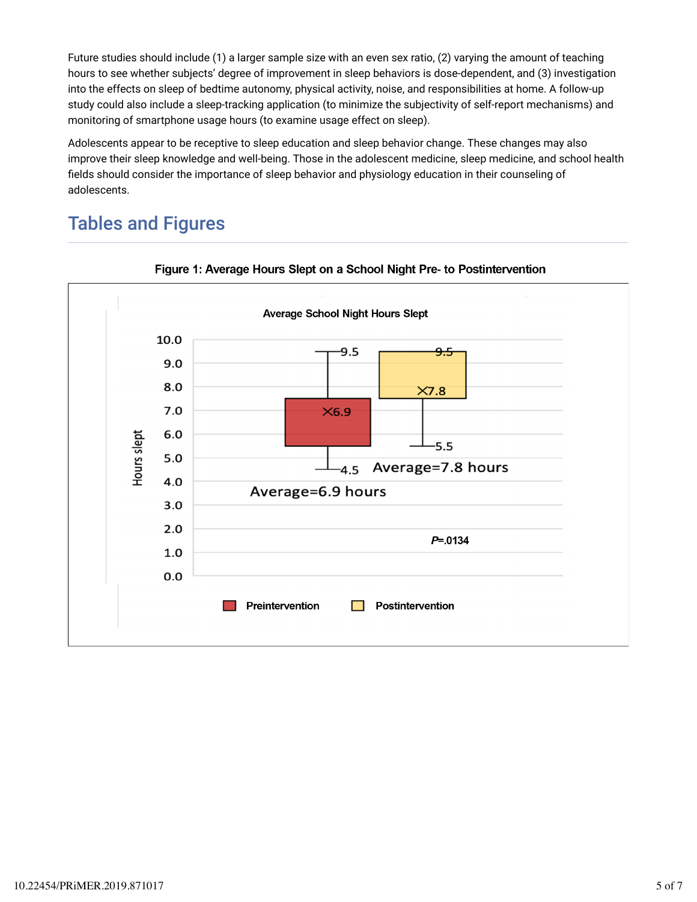Future studies should include (1) a larger sample size with an even sex ratio, (2) varying the amount of teaching hours to see whether subjects' degree of improvement in sleep behaviors is dose-dependent, and (3) investigation into the effects on sleep of bedtime autonomy, physical activity, noise, and responsibilities at home. A follow-up study could also include a sleep-tracking application (to minimize the subjectivity of self-report mechanisms) and monitoring of smartphone usage hours (to examine usage effect on sleep).

Adolescents appear to be receptive to sleep education and sleep behavior change. These changes may also improve their sleep knowledge and well-being. Those in the adolescent medicine, sleep medicine, and school health fields should consider the importance of sleep behavior and physiology education in their counseling of adolescents.

## Tables and Figures

**Figure 1: Average Hours Slept on a School Night Pre- to Postintervention**

Average School Night Hours Slept

Preintervention: maximum 9.5; mean 6.9; minimum 4.5. Average=6.9 hours

Postintervention: maximum 9.5; mean 7.8; minimum 5.5. Average=7.8 hours

*P*=.0134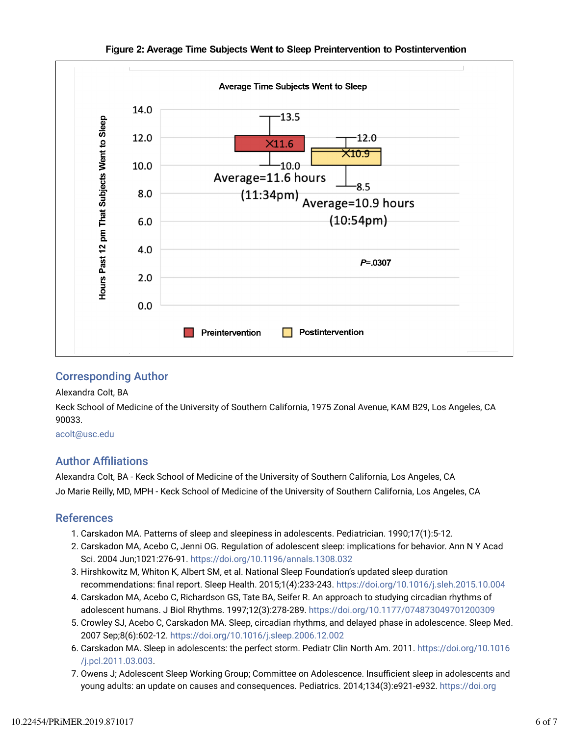**Figure 2: Average Time Subjects Went to Sleep Preintervention to Postintervention**

## Corresponding Author

Alexandra Colt, BA

Keck School of Medicine of the University of Southern California, 1975 Zonal Avenue, KAM B29, Los Angeles, CA 90033.

acolt@usc.edu

## Author Affiliations

Alexandra Colt, BA - Keck School of Medicine of the University of Southern California, Los Angeles, CA

Jo Marie Reilly, MD, MPH - Keck School of Medicine of the University of Southern California, Los Angeles, CA

## References

1. Carskadon MA. Patterns of sleep and sleepiness in adolescents. Pediatrician. 1990;17(1):5-12.
2. Carskadon MA, Acebo C, Jenni OG. Regulation of adolescent sleep: implications for behavior. Ann N Y Acad Sci. 2004 Jun;1021:276-91. https://doi.org/10.1196/annals.1308.032
3. Hirshkowitz M, Whiton K, Albert SM, et al. National Sleep Foundation's updated sleep duration recommendations: final report. Sleep Health. 2015;1(4):233-243. https://doi.org/10.1016/j.sleh.2015.10.004
4. Carskadon MA, Acebo C, Richardson GS, Tate BA, Seifer R. An approach to studying circadian rhythms of adolescent humans. J Biol Rhythms. 1997;12(3):278-289. https://doi.org/10.1177/074873049701200309
5. Crowley SJ, Acebo C, Carskadon MA. Sleep, circadian rhythms, and delayed phase in adolescence. Sleep Med. 2007 Sep;8(6):602-12. https://doi.org/10.1016/j.sleep.2006.12.002
6. Carskadon MA. Sleep in adolescents: the perfect storm. Pediatr Clin North Am. 2011. https://doi.org/10.1016/j.pcl.2011.03.003.
7. Owens J; Adolescent Sleep Working Group; Committee on Adolescence. Insufficient sleep in adolescents and young adults: an update on causes and consequences. Pediatrics. 2014;134(3):e921-e932. https://doi.org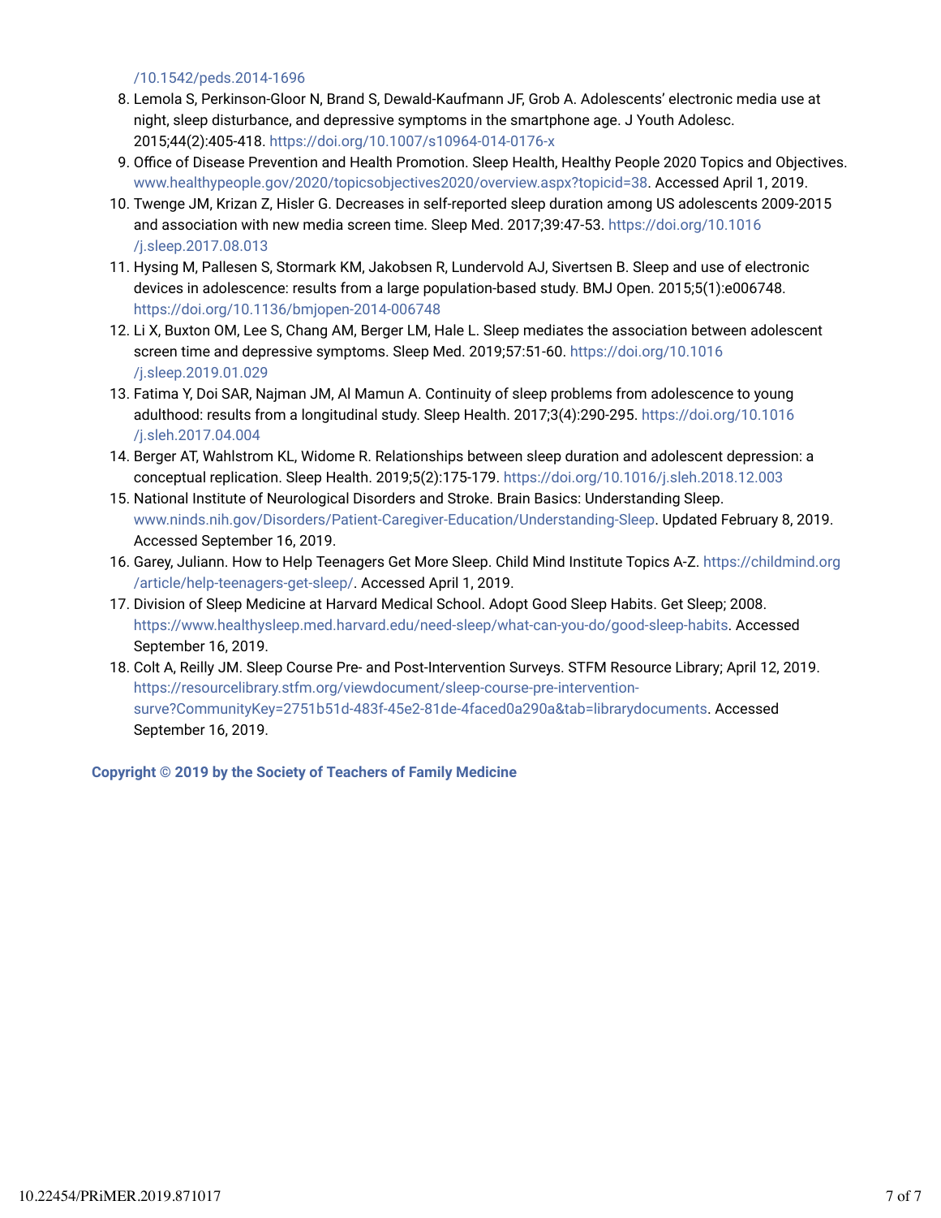/10.1542/peds.2014-1696

8. Lemola S, Perkinson-Gloor N, Brand S, Dewald-Kaufmann JF, Grob A. Adolescents' electronic media use at night, sleep disturbance, and depressive symptoms in the smartphone age. J Youth Adolesc. 2015;44(2):405-418. https://doi.org/10.1007/s10964-014-0176-x
9. Office of Disease Prevention and Health Promotion. Sleep Health, Healthy People 2020 Topics and Objectives. www.healthypeople.gov/2020/topicsobjectives2020/overview.aspx?topicid=38. Accessed April 1, 2019.
10. Twenge JM, Krizan Z, Hisler G. Decreases in self-reported sleep duration among US adolescents 2009-2015 and association with new media screen time. Sleep Med. 2017;39:47-53. https://doi.org/10.1016/j.sleep.2017.08.013
11. Hysing M, Pallesen S, Stormark KM, Jakobsen R, Lundervold AJ, Sivertsen B. Sleep and use of electronic devices in adolescence: results from a large population-based study. BMJ Open. 2015;5(1):e006748. https://doi.org/10.1136/bmjopen-2014-006748
12. Li X, Buxton OM, Lee S, Chang AM, Berger LM, Hale L. Sleep mediates the association between adolescent screen time and depressive symptoms. Sleep Med. 2019;57:51-60. https://doi.org/10.1016/j.sleep.2019.01.029
13. Fatima Y, Doi SAR, Najman JM, Al Mamun A. Continuity of sleep problems from adolescence to young adulthood: results from a longitudinal study. Sleep Health. 2017;3(4):290-295. https://doi.org/10.1016/j.sleh.2017.04.004
14. Berger AT, Wahlstrom KL, Widome R. Relationships between sleep duration and adolescent depression: a conceptual replication. Sleep Health. 2019;5(2):175-179. https://doi.org/10.1016/j.sleh.2018.12.003
15. National Institute of Neurological Disorders and Stroke. Brain Basics: Understanding Sleep. www.ninds.nih.gov/Disorders/Patient-Caregiver-Education/Understanding-Sleep. Updated February 8, 2019. Accessed September 16, 2019.
16. Garey, Juliann. How to Help Teenagers Get More Sleep. Child Mind Institute Topics A-Z. https://childmind.org/article/help-teenagers-get-sleep/. Accessed April 1, 2019.
17. Division of Sleep Medicine at Harvard Medical School. Adopt Good Sleep Habits. Get Sleep; 2008. https://www.healthysleep.med.harvard.edu/need-sleep/what-can-you-do/good-sleep-habits. Accessed September 16, 2019.
18. Colt A, Reilly JM. Sleep Course Pre- and Post-Intervention Surveys. STFM Resource Library; April 12, 2019. https://resourcelibrary.stfm.org/viewdocument/sleep-course-pre-intervention-surve?CommunityKey=2751b51d-483f-45e2-81de-4faced0a290a&tab=librarydocuments. Accessed September 16, 2019.

**Copyright © 2019 by the Society of Teachers of Family Medicine**

10.22454/PRiMER.2019.871017